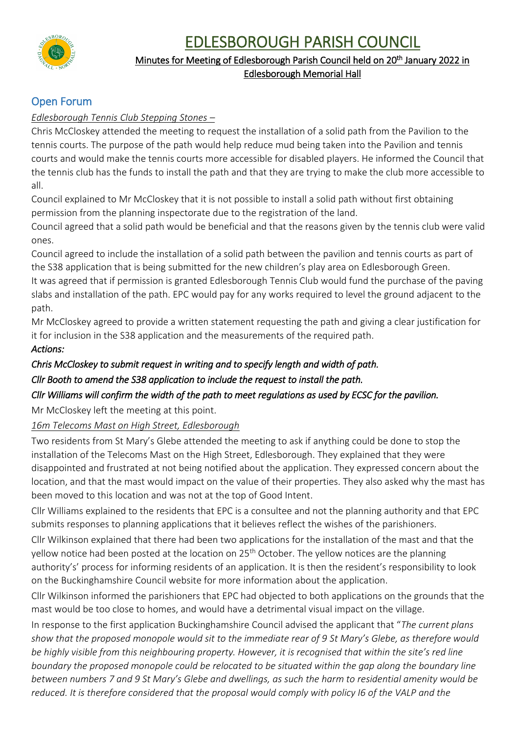# EDLESBOROUGH PARISH COUNCIL

Minutes for Meeting of Edlesborough Parish Council held on 20th January 2022 in Edlesborough Memorial Hall

## Open Forum

*Edlesborough Tennis Club Stepping Stones –*

Chris McCloskey attended the meeting to request the installation of a solid path from the Pavilion to the tennis courts. The purpose of the path would help reduce mud being taken into the Pavilion and tennis courts and would make the tennis courts more accessible for disabled players. He informed the Council that the tennis club has the funds to install the path and that they are trying to make the club more accessible to all.

Council explained to Mr McCloskey that it is not possible to install a solid path without first obtaining permission from the planning inspectorate due to the registration of the land.

Council agreed that a solid path would be beneficial and that the reasons given by the tennis club were valid ones.

Council agreed to include the installation of a solid path between the pavilion and tennis courts as part of the S38 application that is being submitted for the new children's play area on Edlesborough Green.

It was agreed that if permission is granted Edlesborough Tennis Club would fund the purchase of the paving slabs and installation of the path. EPC would pay for any works required to level the ground adjacent to the path.

Mr McCloskey agreed to provide a written statement requesting the path and giving a clear justification for it for inclusion in the S38 application and the measurements of the required path.

*Actions:*

*Chris McCloskey to submit request in writing and to specify length and width of path.*

*Cllr Booth to amend the S38 application to include the request to install the path.*

*Cllr Williams will confirm the width of the path to meet regulations as used by ECSC for the pavilion.*

Mr McCloskey left the meeting at this point.

*16m Telecoms Mast on High Street, Edlesborough*

Two residents from St Mary's Glebe attended the meeting to ask if anything could be done to stop the installation of the Telecoms Mast on the High Street, Edlesborough. They explained that they were disappointed and frustrated at not being notified about the application. They expressed concern about the location, and that the mast would impact on the value of their properties. They also asked why the mast has been moved to this location and was not at the top of Good Intent.

Cllr Williams explained to the residents that EPC is a consultee and not the planning authority and that EPC submits responses to planning applications that it believes reflect the wishes of the parishioners.

Cllr Wilkinson explained that there had been two applications for the installation of the mast and that the yellow notice had been posted at the location on 25th October. The yellow notices are the planning authority's' process for informing residents of an application. It is then the resident's responsibility to look on the Buckinghamshire Council website for more information about the application.

Cllr Wilkinson informed the parishioners that EPC had objected to both applications on the grounds that the mast would be too close to homes, and would have a detrimental visual impact on the village.

In response to the first application Buckinghamshire Council advised the applicant that "*The current plans show that the proposed monopole would sit to the immediate rear of 9 St Mary's Glebe, as therefore would be highly visible from this neighbouring property. However, it is recognised that within the site's red line boundary the proposed monopole could be relocated to be situated within the gap along the boundary line between numbers 7 and 9 St Mary's Glebe and dwellings, as such the harm to residential amenity would be reduced. It is therefore considered that the proposal would comply with policy I6 of the VALP and the*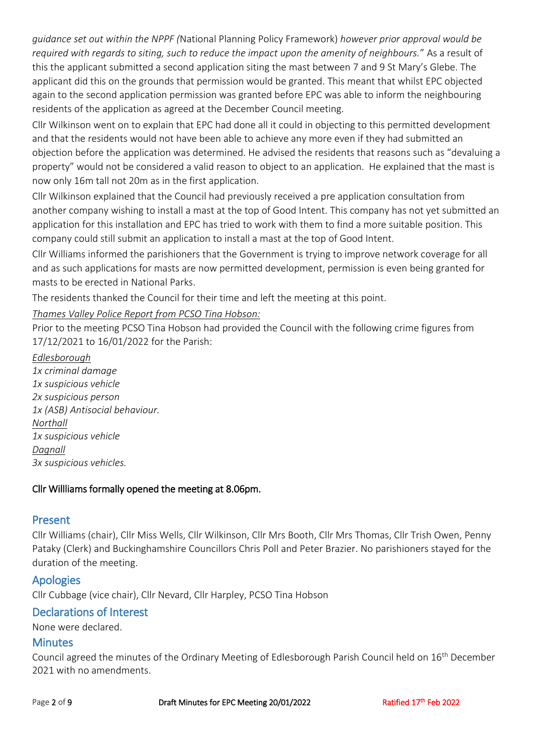*guidance set out within the NPPF (*National Planning Policy Framework) *however prior approval would be required with regards to siting, such to reduce the impact upon the amenity of neighbours.*" As a result of this the applicant submitted a second application siting the mast between 7 and 9 St Mary's Glebe. The applicant did this on the grounds that permission would be granted. This meant that whilst EPC objected again to the second application permission was granted before EPC was able to inform the neighbouring residents of the application as agreed at the December Council meeting.

Cllr Wilkinson went on to explain that EPC had done all it could in objecting to this permitted development and that the residents would not have been able to achieve any more even if they had submitted an objection before the application was determined. He advised the residents that reasons such as "devaluing a property" would not be considered a valid reason to object to an application. He explained that the mast is now only 16m tall not 20m as in the first application.

Cllr Wilkinson explained that the Council had previously received a pre application consultation from another company wishing to install a mast at the top of Good Intent. This company has not yet submitted an application for this installation and EPC has tried to work with them to find a more suitable position. This company could still submit an application to install a mast at the top of Good Intent.

Cllr Williams informed the parishioners that the Government is trying to improve network coverage for all and as such applications for masts are now permitted development, permission is even being granted for masts to be erected in National Parks.

The residents thanked the Council for their time and left the meeting at this point.

*Thames Valley Police Report from PCSO Tina Hobson:*

Prior to the meeting PCSO Tina Hobson had provided the Council with the following crime figures from 17/12/2021 to 16/01/2022 for the Parish:

*Edlesborough*
*1x criminal damage*
*1x suspicious vehicle*
*2x suspicious person*
*1x (ASB) Antisocial behaviour.*
*Northall*
*1x suspicious vehicle*
*Dagnall*
*3x suspicious vehicles.*

**Cllr Willliams formally opened the meeting at 8.06pm.**

## Present

Cllr Williams (chair), Cllr Miss Wells, Cllr Wilkinson, Cllr Mrs Booth, Cllr Mrs Thomas, Cllr Trish Owen, Penny Pataky (Clerk) and Buckinghamshire Councillors Chris Poll and Peter Brazier. No parishioners stayed for the duration of the meeting.

## Apologies

Cllr Cubbage (vice chair), Cllr Nevard, Cllr Harpley, PCSO Tina Hobson

## Declarations of Interest

None were declared.

## Minutes

Council agreed the minutes of the Ordinary Meeting of Edlesborough Parish Council held on 16th December 2021 with no amendments.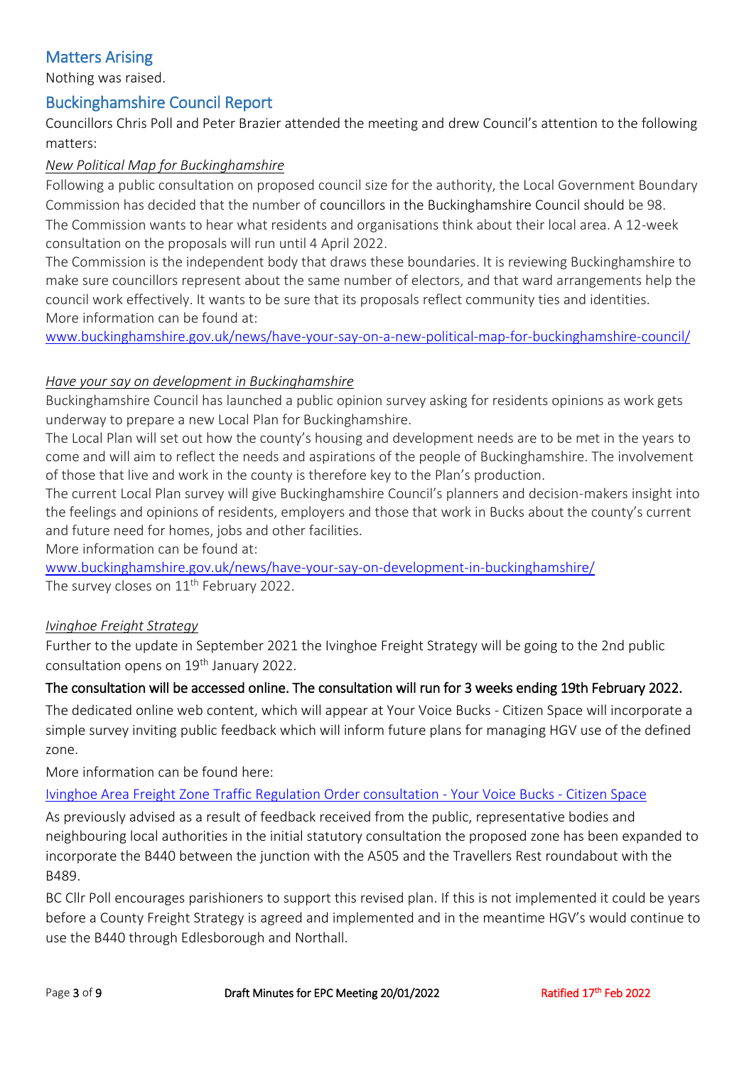## Matters Arising

Nothing was raised.

## Buckinghamshire Council Report

Councillors Chris Poll and Peter Brazier attended the meeting and drew Council's attention to the following matters:

*New Political Map for Buckinghamshire*

Following a public consultation on proposed council size for the authority, the Local Government Boundary Commission has decided that the number of councillors in the Buckinghamshire Council should be 98.
The Commission wants to hear what residents and organisations think about their local area. A 12-week consultation on the proposals will run until 4 April 2022.
The Commission is the independent body that draws these boundaries. It is reviewing Buckinghamshire to make sure councillors represent about the same number of electors, and that ward arrangements help the council work effectively. It wants to be sure that its proposals reflect community ties and identities.
More information can be found at:
www.buckinghamshire.gov.uk/news/have-your-say-on-a-new-political-map-for-buckinghamshire-council/

*Have your say on development in Buckinghamshire*

Buckinghamshire Council has launched a public opinion survey asking for residents opinions as work gets underway to prepare a new Local Plan for Buckinghamshire.
The Local Plan will set out how the county's housing and development needs are to be met in the years to come and will aim to reflect the needs and aspirations of the people of Buckinghamshire. The involvement of those that live and work in the county is therefore key to the Plan's production.
The current Local Plan survey will give Buckinghamshire Council's planners and decision-makers insight into the feelings and opinions of residents, employers and those that work in Bucks about the county's current and future need for homes, jobs and other facilities.
More information can be found at:
www.buckinghamshire.gov.uk/news/have-your-say-on-development-in-buckinghamshire/
The survey closes on 11th February 2022.

*Ivinghoe Freight Strategy*

Further to the update in September 2021 the Ivinghoe Freight Strategy will be going to the 2nd public consultation opens on 19th January 2022.

The consultation will be accessed online. The consultation will run for 3 weeks ending 19th February 2022.

The dedicated online web content, which will appear at Your Voice Bucks - Citizen Space will incorporate a simple survey inviting public feedback which will inform future plans for managing HGV use of the defined zone.

More information can be found here:

Ivinghoe Area Freight Zone Traffic Regulation Order consultation - Your Voice Bucks - Citizen Space

As previously advised as a result of feedback received from the public, representative bodies and neighbouring local authorities in the initial statutory consultation the proposed zone has been expanded to incorporate the B440 between the junction with the A505 and the Travellers Rest roundabout with the B489.

BC Cllr Poll encourages parishioners to support this revised plan. If this is not implemented it could be years before a County Freight Strategy is agreed and implemented and in the meantime HGV's would continue to use the B440 through Edlesborough and Northall.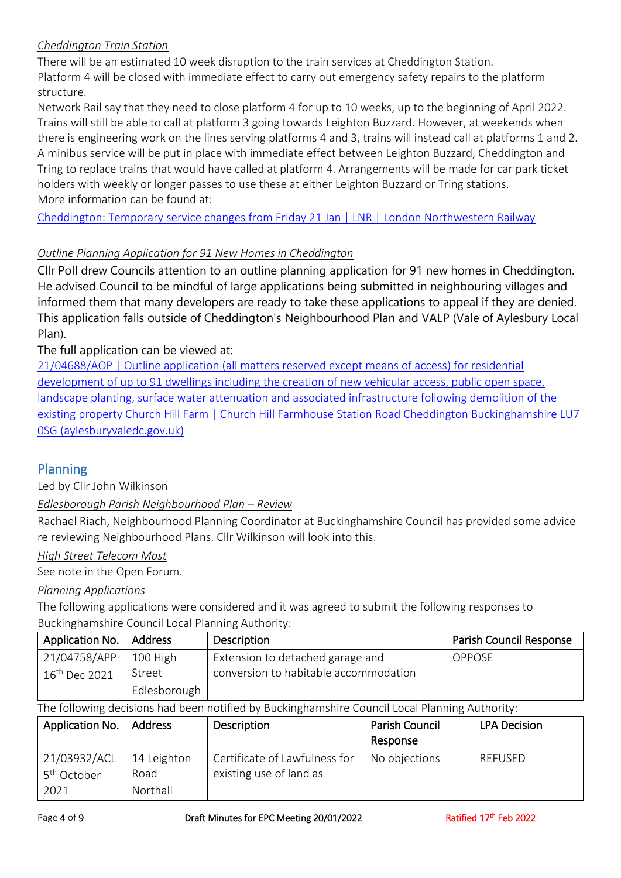*Cheddington Train Station*

There will be an estimated 10 week disruption to the train services at Cheddington Station.
Platform 4 will be closed with immediate effect to carry out emergency safety repairs to the platform structure.

Network Rail say that they need to close platform 4 for up to 10 weeks, up to the beginning of April 2022. Trains will still be able to call at platform 3 going towards Leighton Buzzard. However, at weekends when there is engineering work on the lines serving platforms 4 and 3, trains will instead call at platforms 1 and 2. A minibus service will be put in place with immediate effect between Leighton Buzzard, Cheddington and Tring to replace trains that would have called at platform 4. Arrangements will be made for car park ticket holders with weekly or longer passes to use these at either Leighton Buzzard or Tring stations.
More information can be found at:

Cheddington: Temporary service changes from Friday 21 Jan | LNR | London Northwestern Railway

*Outline Planning Application for 91 New Homes in Cheddington*

Cllr Poll drew Councils attention to an outline planning application for 91 new homes in Cheddington. He advised Council to be mindful of large applications being submitted in neighbouring villages and informed them that many developers are ready to take these applications to appeal if they are denied. This application falls outside of Cheddington's Neighbourhood Plan and VALP (Vale of Aylesbury Local Plan).

The full application can be viewed at:

21/04688/AOP | Outline application (all matters reserved except means of access) for residential development of up to 91 dwellings including the creation of new vehicular access, public open space, landscape planting, surface water attenuation and associated infrastructure following demolition of the existing property Church Hill Farm | Church Hill Farmhouse Station Road Cheddington Buckinghamshire LU7 0SG (aylesburyvaledc.gov.uk)

## Planning

Led by Cllr John Wilkinson

*Edlesborough Parish Neighbourhood Plan – Review*

Rachael Riach, Neighbourhood Planning Coordinator at Buckinghamshire Council has provided some advice re reviewing Neighbourhood Plans. Cllr Wilkinson will look into this.

*High Street Telecom Mast*

See note in the Open Forum.

*Planning Applications*

The following applications were considered and it was agreed to submit the following responses to Buckinghamshire Council Local Planning Authority:

| Application No. | Address | Description | Parish Council Response |
|---|---|---|---|
| 21/04758/APP 16th Dec 2021 | 100 High Street Edlesborough | Extension to detached garage and conversion to habitable accommodation | OPPOSE |

The following decisions had been notified by Buckinghamshire Council Local Planning Authority:

| Application No. | Address | Description | Parish Council Response | LPA Decision |
|---|---|---|---|---|
| 21/03932/ACL 5th October 2021 | 14 Leighton Road Northall | Certificate of Lawfulness for existing use of land as | No objections | REFUSED |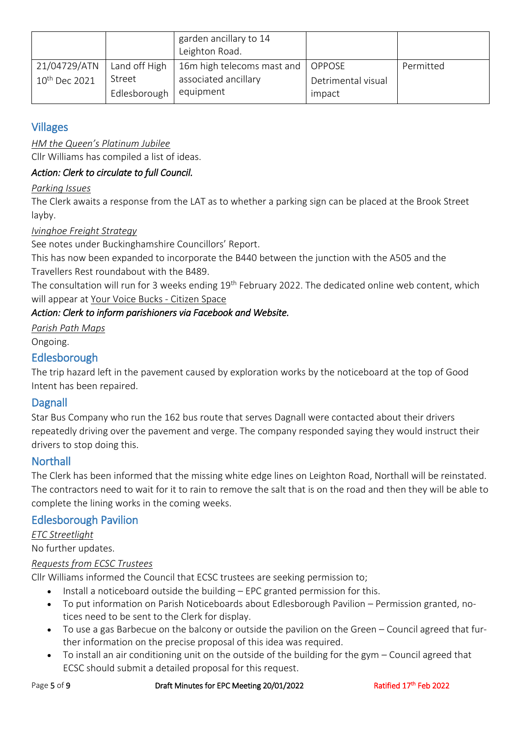| | | | | |
|---|---|---|---|---|
| | | garden ancillary to 14 Leighton Road. | | |
| 21/04729/ATN 10th Dec 2021 | Land off High Street Edlesborough | 16m high telecoms mast and associated ancillary equipment | OPPOSE Detrimental visual impact | Permitted |

## Villages

*HM the Queen's Platinum Jubilee*

Cllr Williams has compiled a list of ideas.

***Action: Clerk to circulate to full Council.***

*Parking Issues*

The Clerk awaits a response from the LAT as to whether a parking sign can be placed at the Brook Street layby.

*Ivinghoe Freight Strategy*

See notes under Buckinghamshire Councillors' Report.

This has now been expanded to incorporate the B440 between the junction with the A505 and the Travellers Rest roundabout with the B489.

The consultation will run for 3 weeks ending 19th February 2022. The dedicated online web content, which will appear at Your Voice Bucks - Citizen Space

***Action: Clerk to inform parishioners via Facebook and Website.***

*Parish Path Maps*

Ongoing.

## Edlesborough

The trip hazard left in the pavement caused by exploration works by the noticeboard at the top of Good Intent has been repaired.

## Dagnall

Star Bus Company who run the 162 bus route that serves Dagnall were contacted about their drivers repeatedly driving over the pavement and verge. The company responded saying they would instruct their drivers to stop doing this.

## Northall

The Clerk has been informed that the missing white edge lines on Leighton Road, Northall will be reinstated. The contractors need to wait for it to rain to remove the salt that is on the road and then they will be able to complete the lining works in the coming weeks.

## Edlesborough Pavilion

*ETC Streetlight*

No further updates.

*Requests from ECSC Trustees*

Cllr Williams informed the Council that ECSC trustees are seeking permission to;

- Install a noticeboard outside the building – EPC granted permission for this.
- To put information on Parish Noticeboards about Edlesborough Pavilion – Permission granted, notices need to be sent to the Clerk for display.
- To use a gas Barbecue on the balcony or outside the pavilion on the Green – Council agreed that further information on the precise proposal of this idea was required.
- To install an air conditioning unit on the outside of the building for the gym – Council agreed that ECSC should submit a detailed proposal for this request.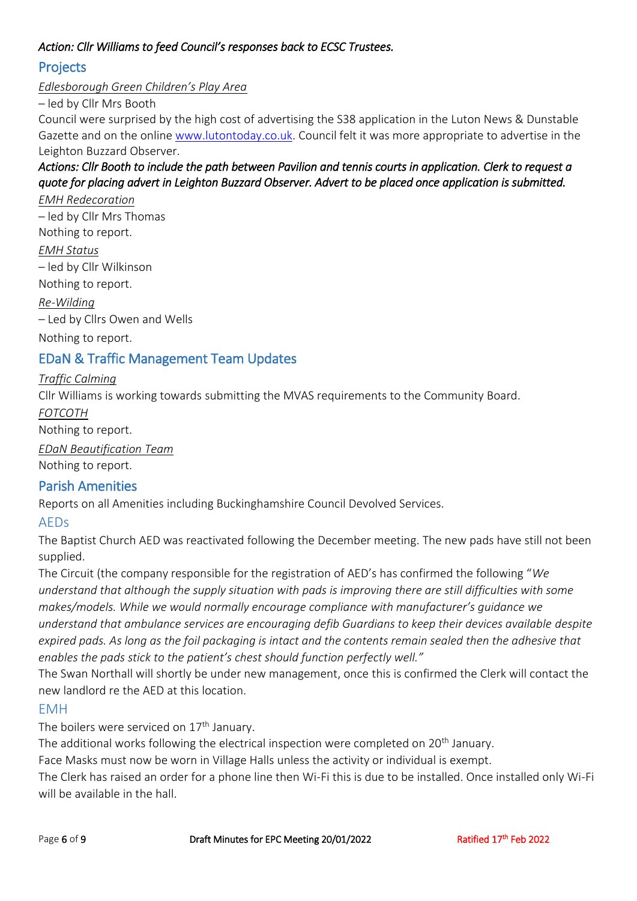*Action: Cllr Williams to feed Council's responses back to ECSC Trustees.*

## Projects

*Edlesborough Green Children's Play Area*

– led by Cllr Mrs Booth

Council were surprised by the high cost of advertising the S38 application in the Luton News & Dunstable Gazette and on the online www.lutontoday.co.uk. Council felt it was more appropriate to advertise in the Leighton Buzzard Observer.

***Actions: Cllr Booth to include the path between Pavilion and tennis courts in application. Clerk to request a quote for placing advert in Leighton Buzzard Observer. Advert to be placed once application is submitted.***

*EMH Redecoration*

– led by Cllr Mrs Thomas

Nothing to report.

*EMH Status*

– led by Cllr Wilkinson

Nothing to report.

*Re-Wilding*

– Led by Cllrs Owen and Wells

Nothing to report.

## EDaN & Traffic Management Team Updates

*Traffic Calming*

Cllr Williams is working towards submitting the MVAS requirements to the Community Board.

*FOTCOTH*

Nothing to report.

*EDaN Beautification Team*

Nothing to report.

## Parish Amenities

Reports on all Amenities including Buckinghamshire Council Devolved Services.

### AEDs

The Baptist Church AED was reactivated following the December meeting. The new pads have still not been supplied.

The Circuit (the company responsible for the registration of AED's has confirmed the following "*We understand that although the supply situation with pads is improving there are still difficulties with some makes/models. While we would normally encourage compliance with manufacturer's guidance we understand that ambulance services are encouraging defib Guardians to keep their devices available despite expired pads. As long as the foil packaging is intact and the contents remain sealed then the adhesive that enables the pads stick to the patient's chest should function perfectly well."*

The Swan Northall will shortly be under new management, once this is confirmed the Clerk will contact the new landlord re the AED at this location.

### EMH

The boilers were serviced on 17th January.

The additional works following the electrical inspection were completed on 20th January.

Face Masks must now be worn in Village Halls unless the activity or individual is exempt.

The Clerk has raised an order for a phone line then Wi-Fi this is due to be installed. Once installed only Wi-Fi will be available in the hall.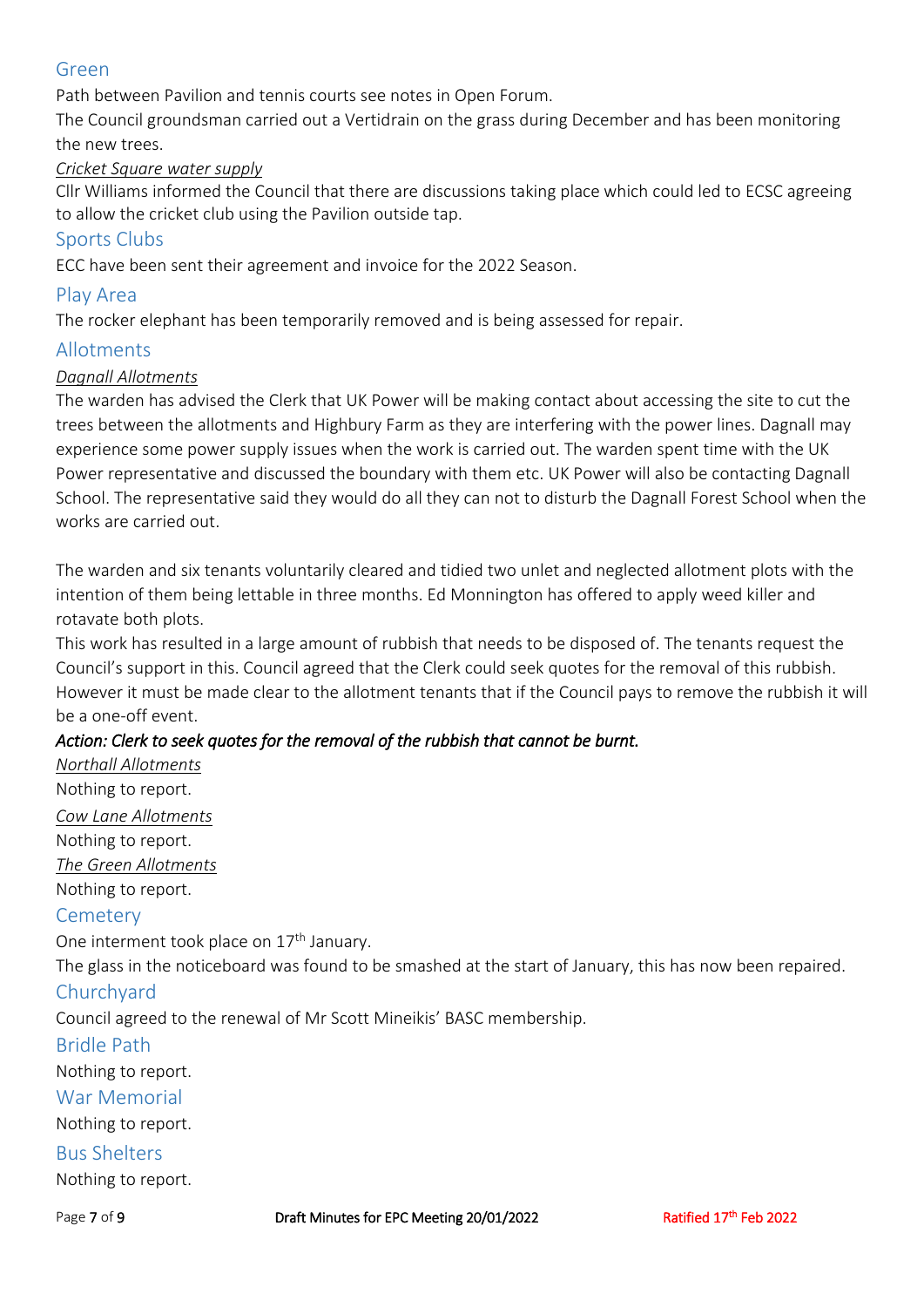## Green

Path between Pavilion and tennis courts see notes in Open Forum.

The Council groundsman carried out a Vertidrain on the grass during December and has been monitoring the new trees.

*Cricket Square water supply*

Cllr Williams informed the Council that there are discussions taking place which could led to ECSC agreeing to allow the cricket club using the Pavilion outside tap.

## Sports Clubs

ECC have been sent their agreement and invoice for the 2022 Season.

## Play Area

The rocker elephant has been temporarily removed and is being assessed for repair.

## Allotments

*Dagnall Allotments*

The warden has advised the Clerk that UK Power will be making contact about accessing the site to cut the trees between the allotments and Highbury Farm as they are interfering with the power lines. Dagnall may experience some power supply issues when the work is carried out. The warden spent time with the UK Power representative and discussed the boundary with them etc. UK Power will also be contacting Dagnall School. The representative said they would do all they can not to disturb the Dagnall Forest School when the works are carried out.

The warden and six tenants voluntarily cleared and tidied two unlet and neglected allotment plots with the intention of them being lettable in three months. Ed Monnington has offered to apply weed killer and rotavate both plots.

This work has resulted in a large amount of rubbish that needs to be disposed of. The tenants request the Council's support in this. Council agreed that the Clerk could seek quotes for the removal of this rubbish. However it must be made clear to the allotment tenants that if the Council pays to remove the rubbish it will be a one-off event.

***Action: Clerk to seek quotes for the removal of the rubbish that cannot be burnt.***

*Northall Allotments*

Nothing to report.

*Cow Lane Allotments*

Nothing to report.

*The Green Allotments*

Nothing to report.

## Cemetery

One interment took place on 17th January.

The glass in the noticeboard was found to be smashed at the start of January, this has now been repaired.

## Churchyard

Council agreed to the renewal of Mr Scott Mineikis' BASC membership.

## Bridle Path

Nothing to report.

## War Memorial

Nothing to report.

## Bus Shelters

Nothing to report.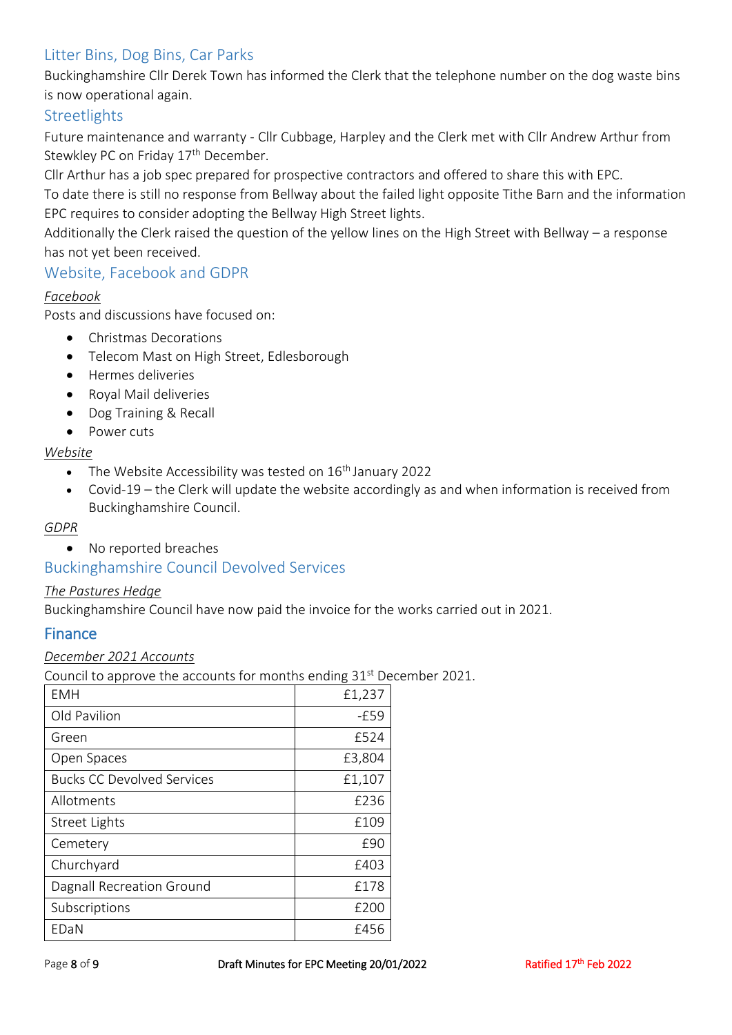## Litter Bins, Dog Bins, Car Parks

Buckinghamshire Cllr Derek Town has informed the Clerk that the telephone number on the dog waste bins is now operational again.

## Streetlights

Future maintenance and warranty - Cllr Cubbage, Harpley and the Clerk met with Cllr Andrew Arthur from Stewkley PC on Friday 17th December.

Cllr Arthur has a job spec prepared for prospective contractors and offered to share this with EPC.

To date there is still no response from Bellway about the failed light opposite Tithe Barn and the information EPC requires to consider adopting the Bellway High Street lights.

Additionally the Clerk raised the question of the yellow lines on the High Street with Bellway – a response has not yet been received.

## Website, Facebook and GDPR

*Facebook*

Posts and discussions have focused on:

- Christmas Decorations
- Telecom Mast on High Street, Edlesborough
- Hermes deliveries
- Royal Mail deliveries
- Dog Training & Recall
- Power cuts

*Website*

- The Website Accessibility was tested on 16th January 2022
- Covid-19 – the Clerk will update the website accordingly as and when information is received from Buckinghamshire Council.

*GDPR*

- No reported breaches

## Buckinghamshire Council Devolved Services

*The Pastures Hedge*

Buckinghamshire Council have now paid the invoice for the works carried out in 2021.

## Finance

*December 2021 Accounts*

Council to approve the accounts for months ending 31st December 2021.

| | |
|---|---:|
| EMH | £1,237 |
| Old Pavilion | -£59 |
| Green | £524 |
| Open Spaces | £3,804 |
| Bucks CC Devolved Services | £1,107 |
| Allotments | £236 |
| Street Lights | £109 |
| Cemetery | £90 |
| Churchyard | £403 |
| Dagnall Recreation Ground | £178 |
| Subscriptions | £200 |
| EDaN | £456 |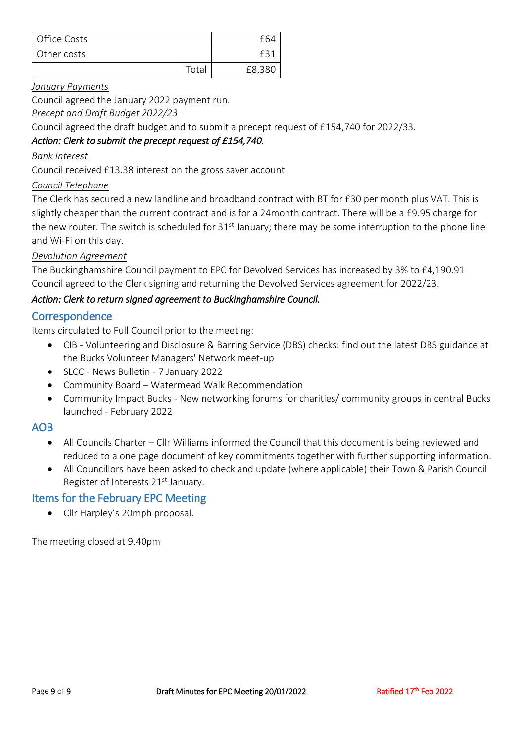| | |
|---|---|
| Office Costs | £64 |
| Other costs | £31 |
| Total | £8,380 |

*January Payments*

Council agreed the January 2022 payment run.

*Precept and Draft Budget 2022/23*

Council agreed the draft budget and to submit a precept request of £154,740 for 2022/33.

***Action: Clerk to submit the precept request of £154,740.***

*Bank Interest*

Council received £13.38 interest on the gross saver account.

*Council Telephone*

The Clerk has secured a new landline and broadband contract with BT for £30 per month plus VAT. This is slightly cheaper than the current contract and is for a 24month contract. There will be a £9.95 charge for the new router. The switch is scheduled for 31st January; there may be some interruption to the phone line and Wi-Fi on this day.

*Devolution Agreement*

The Buckinghamshire Council payment to EPC for Devolved Services has increased by 3% to £4,190.91 Council agreed to the Clerk signing and returning the Devolved Services agreement for 2022/23.

***Action: Clerk to return signed agreement to Buckinghamshire Council.***

## Correspondence

Items circulated to Full Council prior to the meeting:

- CIB - Volunteering and Disclosure & Barring Service (DBS) checks: find out the latest DBS guidance at the Bucks Volunteer Managers' Network meet-up
- SLCC - News Bulletin - 7 January 2022
- Community Board – Watermead Walk Recommendation
- Community Impact Bucks - New networking forums for charities/ community groups in central Bucks launched - February 2022

## AOB

- All Councils Charter – Cllr Williams informed the Council that this document is being reviewed and reduced to a one page document of key commitments together with further supporting information.
- All Councillors have been asked to check and update (where applicable) their Town & Parish Council Register of Interests 21st January.

## Items for the February EPC Meeting

- Cllr Harpley's 20mph proposal.

The meeting closed at 9.40pm